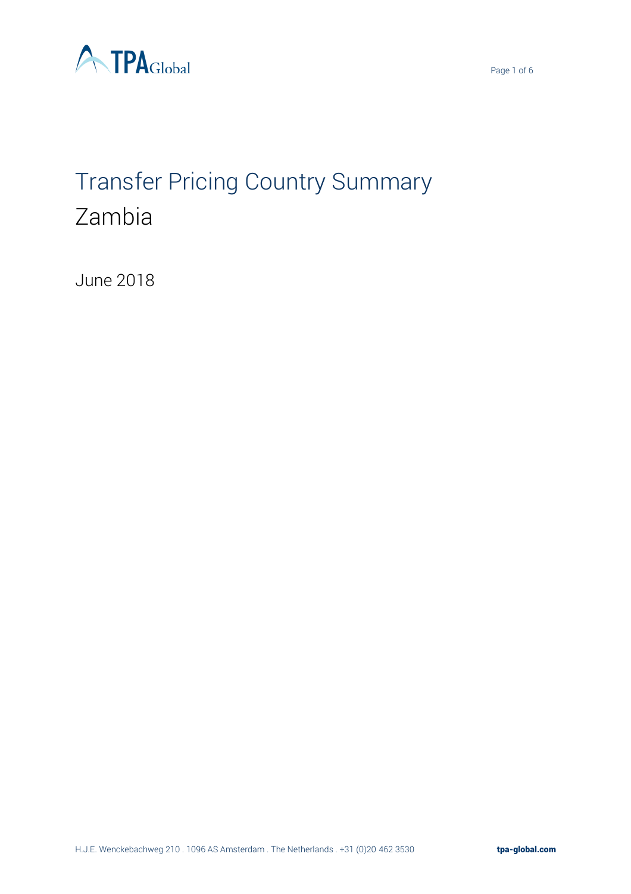# Transfer Pricing Country Summary

## Zambia

June 2018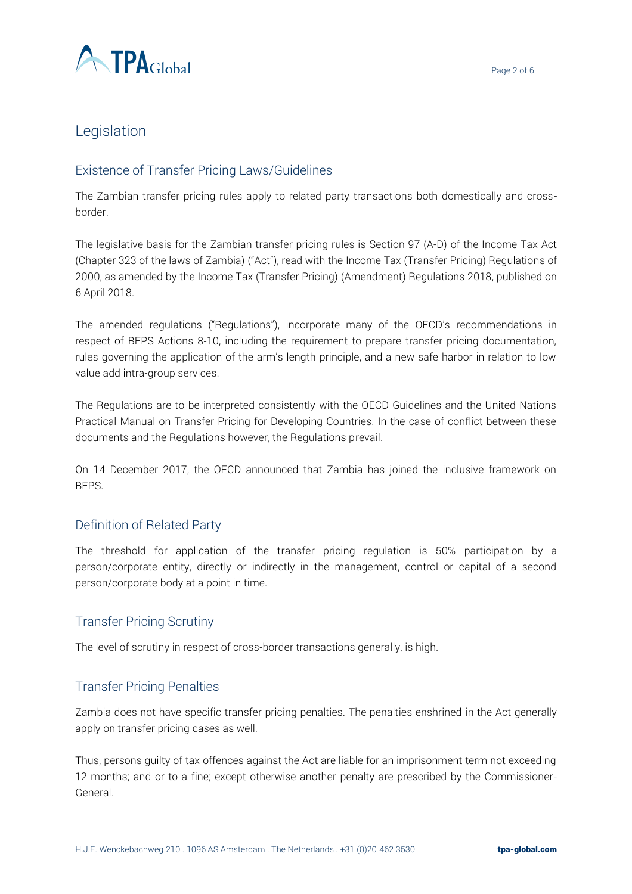# Legislation

## Existence of Transfer Pricing Laws/Guidelines

The Zambian transfer pricing rules apply to related party transactions both domestically and cross-border.

The legislative basis for the Zambian transfer pricing rules is Section 97 (A-D) of the Income Tax Act (Chapter 323 of the laws of Zambia) ("Act"), read with the Income Tax (Transfer Pricing) Regulations of 2000, as amended by the Income Tax (Transfer Pricing) (Amendment) Regulations 2018, published on 6 April 2018.

The amended regulations ("Regulations"), incorporate many of the OECD's recommendations in respect of BEPS Actions 8-10, including the requirement to prepare transfer pricing documentation, rules governing the application of the arm's length principle, and a new safe harbor in relation to low value add intra-group services.

The Regulations are to be interpreted consistently with the OECD Guidelines and the United Nations Practical Manual on Transfer Pricing for Developing Countries. In the case of conflict between these documents and the Regulations however, the Regulations prevail.

On 14 December 2017, the OECD announced that Zambia has joined the inclusive framework on BEPS.

## Definition of Related Party

The threshold for application of the transfer pricing regulation is 50% participation by a person/corporate entity, directly or indirectly in the management, control or capital of a second person/corporate body at a point in time.

## Transfer Pricing Scrutiny

The level of scrutiny in respect of cross-border transactions generally, is high.

## Transfer Pricing Penalties

Zambia does not have specific transfer pricing penalties. The penalties enshrined in the Act generally apply on transfer pricing cases as well.

Thus, persons guilty of tax offences against the Act are liable for an imprisonment term not exceeding 12 months; and or to a fine; except otherwise another penalty are prescribed by the Commissioner-General.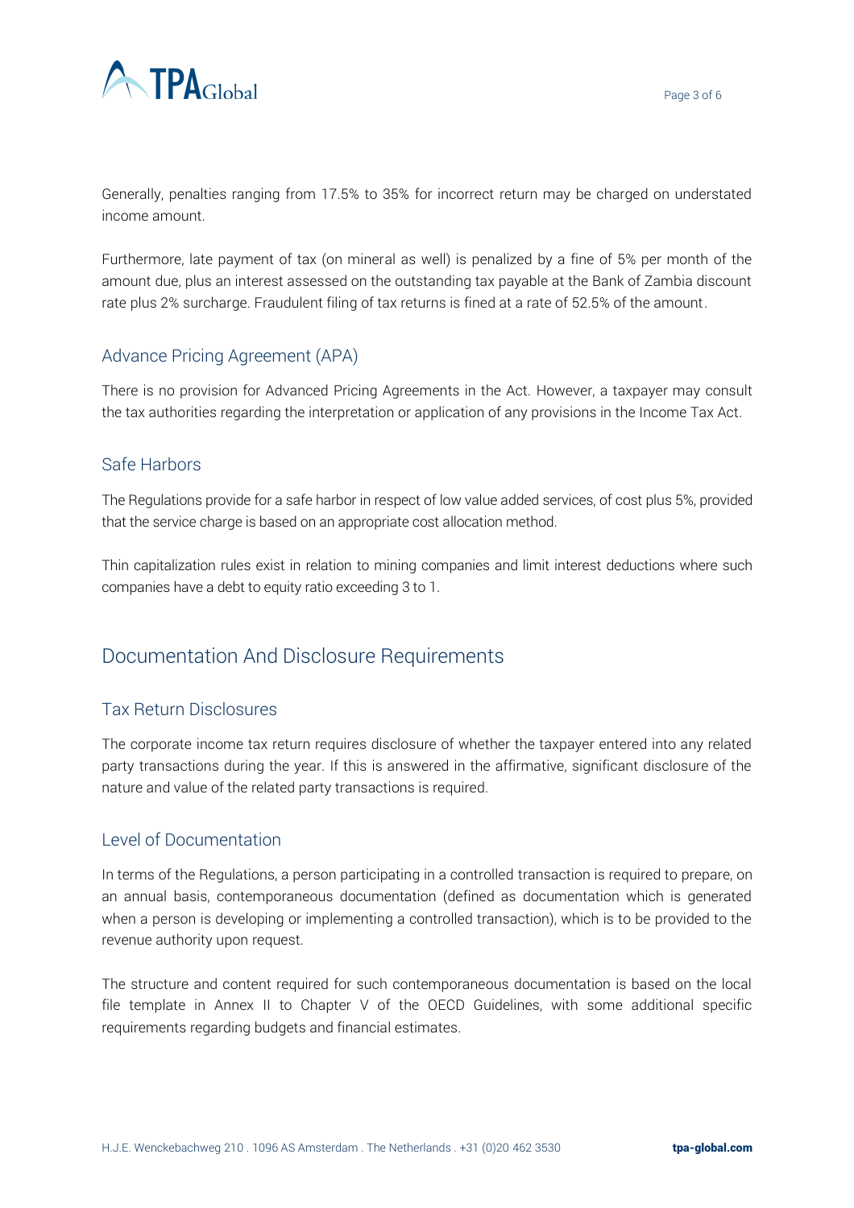Generally, penalties ranging from 17.5% to 35% for incorrect return may be charged on understated income amount.

Furthermore, late payment of tax (on mineral as well) is penalized by a fine of 5% per month of the amount due, plus an interest assessed on the outstanding tax payable at the Bank of Zambia discount rate plus 2% surcharge. Fraudulent filing of tax returns is fined at a rate of 52.5% of the amount.

### Advance Pricing Agreement (APA)

There is no provision for Advanced Pricing Agreements in the Act. However, a taxpayer may consult the tax authorities regarding the interpretation or application of any provisions in the Income Tax Act.

### Safe Harbors

The Regulations provide for a safe harbor in respect of low value added services, of cost plus 5%, provided that the service charge is based on an appropriate cost allocation method.

Thin capitalization rules exist in relation to mining companies and limit interest deductions where such companies have a debt to equity ratio exceeding 3 to 1.

## Documentation And Disclosure Requirements

### Tax Return Disclosures

The corporate income tax return requires disclosure of whether the taxpayer entered into any related party transactions during the year. If this is answered in the affirmative, significant disclosure of the nature and value of the related party transactions is required.

### Level of Documentation

In terms of the Regulations, a person participating in a controlled transaction is required to prepare, on an annual basis, contemporaneous documentation (defined as documentation which is generated when a person is developing or implementing a controlled transaction), which is to be provided to the revenue authority upon request.

The structure and content required for such contemporaneous documentation is based on the local file template in Annex II to Chapter V of the OECD Guidelines, with some additional specific requirements regarding budgets and financial estimates.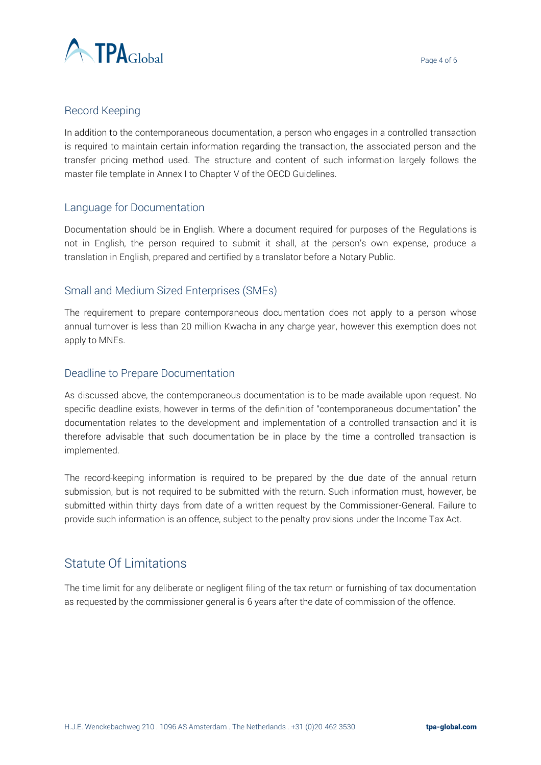## Record Keeping

In addition to the contemporaneous documentation, a person who engages in a controlled transaction is required to maintain certain information regarding the transaction, the associated person and the transfer pricing method used. The structure and content of such information largely follows the master file template in Annex I to Chapter V of the OECD Guidelines.

## Language for Documentation

Documentation should be in English. Where a document required for purposes of the Regulations is not in English, the person required to submit it shall, at the person's own expense, produce a translation in English, prepared and certified by a translator before a Notary Public.

## Small and Medium Sized Enterprises (SMEs)

The requirement to prepare contemporaneous documentation does not apply to a person whose annual turnover is less than 20 million Kwacha in any charge year, however this exemption does not apply to MNEs.

## Deadline to Prepare Documentation

As discussed above, the contemporaneous documentation is to be made available upon request. No specific deadline exists, however in terms of the definition of "contemporaneous documentation" the documentation relates to the development and implementation of a controlled transaction and it is therefore advisable that such documentation be in place by the time a controlled transaction is implemented.

The record-keeping information is required to be prepared by the due date of the annual return submission, but is not required to be submitted with the return. Such information must, however, be submitted within thirty days from date of a written request by the Commissioner-General. Failure to provide such information is an offence, subject to the penalty provisions under the Income Tax Act.

# Statute Of Limitations

The time limit for any deliberate or negligent filing of the tax return or furnishing of tax documentation as requested by the commissioner general is 6 years after the date of commission of the offence.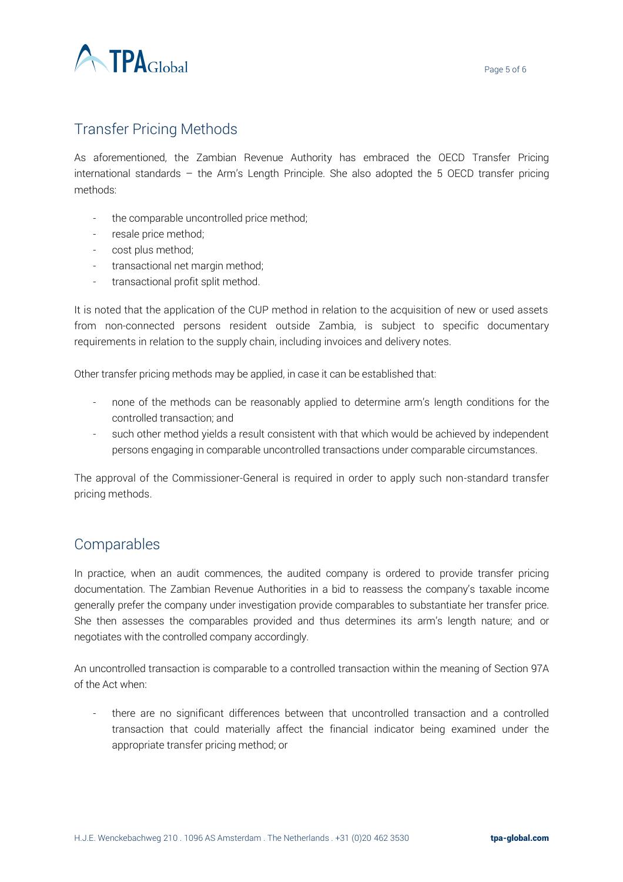## Transfer Pricing Methods

As aforementioned, the Zambian Revenue Authority has embraced the OECD Transfer Pricing international standards – the Arm's Length Principle. She also adopted the 5 OECD transfer pricing methods:

- the comparable uncontrolled price method;
- resale price method;
- cost plus method;
- transactional net margin method;
- transactional profit split method.

It is noted that the application of the CUP method in relation to the acquisition of new or used assets from non-connected persons resident outside Zambia, is subject to specific documentary requirements in relation to the supply chain, including invoices and delivery notes.

Other transfer pricing methods may be applied, in case it can be established that:

- none of the methods can be reasonably applied to determine arm's length conditions for the controlled transaction; and
- such other method yields a result consistent with that which would be achieved by independent persons engaging in comparable uncontrolled transactions under comparable circumstances.

The approval of the Commissioner-General is required in order to apply such non-standard transfer pricing methods.

## Comparables

In practice, when an audit commences, the audited company is ordered to provide transfer pricing documentation. The Zambian Revenue Authorities in a bid to reassess the company's taxable income generally prefer the company under investigation provide comparables to substantiate her transfer price. She then assesses the comparables provided and thus determines its arm's length nature; and or negotiates with the controlled company accordingly.

An uncontrolled transaction is comparable to a controlled transaction within the meaning of Section 97A of the Act when:

- there are no significant differences between that uncontrolled transaction and a controlled transaction that could materially affect the financial indicator being examined under the appropriate transfer pricing method; or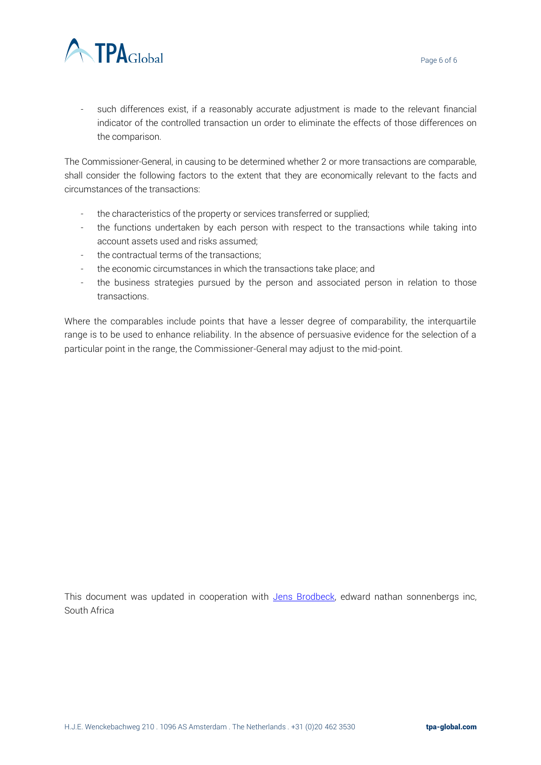- such differences exist, if a reasonably accurate adjustment is made to the relevant financial indicator of the controlled transaction un order to eliminate the effects of those differences on the comparison.

The Commissioner-General, in causing to be determined whether 2 or more transactions are comparable, shall consider the following factors to the extent that they are economically relevant to the facts and circumstances of the transactions:

- the characteristics of the property or services transferred or supplied;
- the functions undertaken by each person with respect to the transactions while taking into account assets used and risks assumed;
- the contractual terms of the transactions;
- the economic circumstances in which the transactions take place; and
- the business strategies pursued by the person and associated person in relation to those transactions.

Where the comparables include points that have a lesser degree of comparability, the interquartile range is to be used to enhance reliability. In the absence of persuasive evidence for the selection of a particular point in the range, the Commissioner-General may adjust to the mid-point.

This document was updated in cooperation with Jens Brodbeck, edward nathan sonnenbergs inc, South Africa